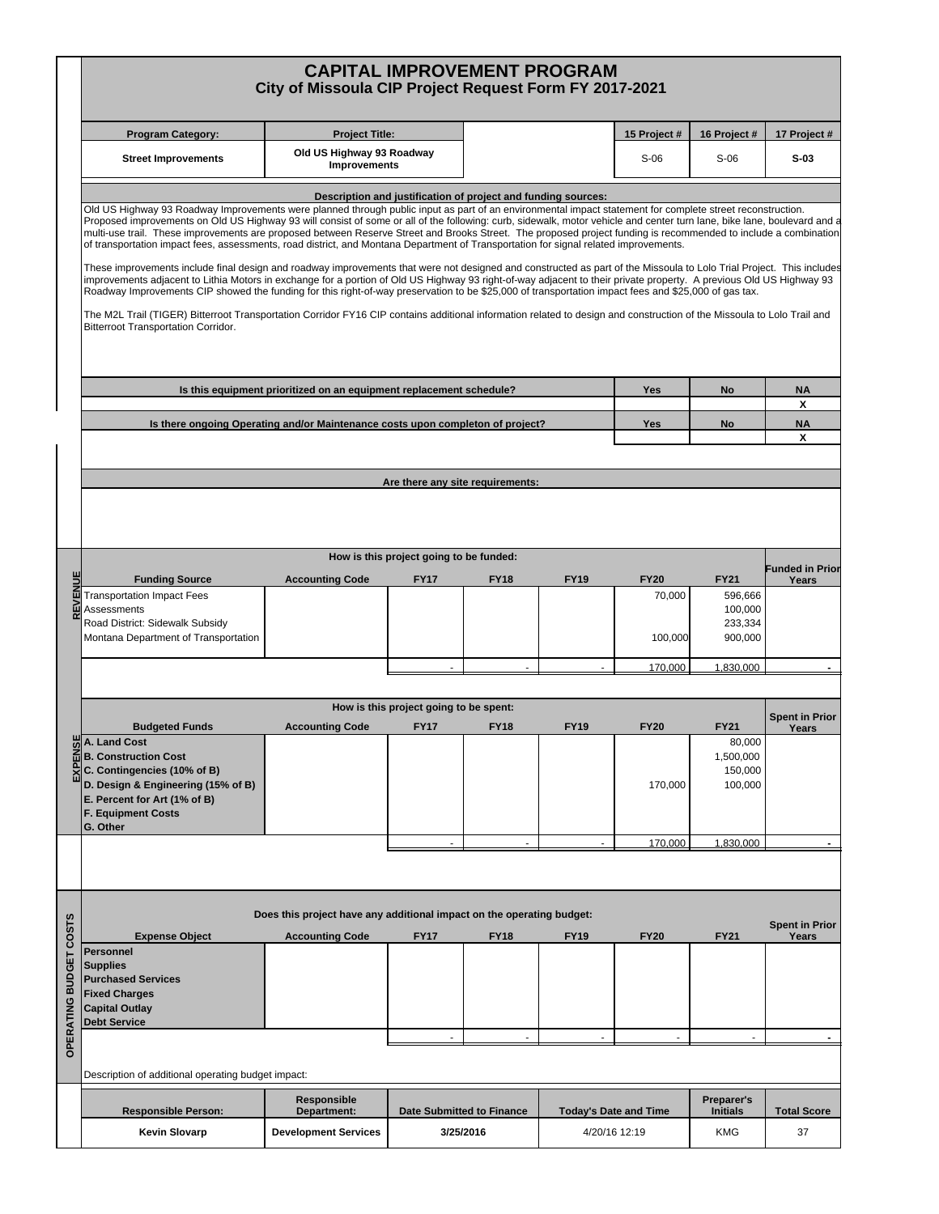# CAPITAL IMPROVEMENT PROGRAM
## City of Missoula CIP Project Request Form FY 2017-2021

| Program Category: | Project Title: | | 15 Project # | 16 Project # | 17 Project # |
|---|---|---|---|---|---|
| Street Improvements | Old US Highway 93 Roadway Improvements | | S-06 | S-06 | **S-03** |

### Description and justification of project and funding sources:

Old US Highway 93 Roadway Improvements were planned through public input as part of an environmental impact statement for complete street reconstruction. Proposed improvements on Old US Highway 93 will consist of some or all of the following: curb, sidewalk, motor vehicle and center turn lane, bike lane, boulevard and a multi-use trail. These improvements are proposed between Reserve Street and Brooks Street. The proposed project funding is recommended to include a combination of transportation impact fees, assessments, road district, and Montana Department of Transportation for signal related improvements.

These improvements include final design and roadway improvements that were not designed and constructed as part of the Missoula to Lolo Trial Project. This includes improvements adjacent to Lithia Motors in exchange for a portion of Old US Highway 93 right-of-way adjacent to their private property. A previous Old US Highway 93 Roadway Improvements CIP showed the funding for this right-of-way preservation to be $25,000 of transportation impact fees and $25,000 of gas tax.

The M2L Trail (TIGER) Bitterroot Transportation Corridor FY16 CIP contains additional information related to design and construction of the Missoula to Lolo Trail and Bitterroot Transportation Corridor.

| Is this equipment prioritized on an equipment replacement schedule? | Yes | No | NA |
|---|---|---|---|
| | | | X |

| Is there ongoing Operating and/or Maintenance costs upon completon of project? | Yes | No | NA |
|---|---|---|---|
| | | | X |

### Are there any site requirements:

### REVENUE — How is this project going to be funded:

| Funding Source | Accounting Code | FY17 | FY18 | FY19 | FY20 | FY21 | Funded in Prior Years |
|---|---|---|---|---|---|---|---|
| Transportation Impact Fees | | | | | 70,000 | 596,666 | |
| Assessments | | | | | | 100,000 | |
| Road District: Sidewalk Subsidy | | | | | | 233,334 | |
| Montana Department of Transportation | | | | | 100,000 | 900,000 | |
| | | - | - | - | 170,000 | 1,830,000 | - |

### EXPENSE — How is this project going to be spent:

| Budgeted Funds | Accounting Code | FY17 | FY18 | FY19 | FY20 | FY21 | Spent in Prior Years |
|---|---|---|---|---|---|---|---|
| **A. Land Cost** | | | | | | 80,000 | |
| **B. Construction Cost** | | | | | | 1,500,000 | |
| **C. Contingencies (10% of B)** | | | | | | 150,000 | |
| **D. Design & Engineering (15% of B)** | | | | | 170,000 | 100,000 | |
| **E. Percent for Art (1% of B)** | | | | | | | |
| **F. Equipment Costs** | | | | | | | |
| **G. Other** | | | | | | | |
| | | - | - | - | 170,000 | 1,830,000 | - |

### OPERATING BUDGET COSTS — Does this project have any additional impact on the operating budget:

| Expense Object | Accounting Code | FY17 | FY18 | FY19 | FY20 | FY21 | Spent in Prior Years |
|---|---|---|---|---|---|---|---|
| **Personnel** | | | | | | | |
| **Supplies** | | | | | | | |
| **Purchased Services** | | | | | | | |
| **Fixed Charges** | | | | | | | |
| **Capital Outlay** | | | | | | | |
| **Debt Service** | | | | | | | |
| | | - | - | - | - | - | - |

Description of additional operating budget impact:

| Responsible Person: | Responsible Department: | Date Submitted to Finance | Today's Date and Time | Preparer's Initials | Total Score |
|---|---|---|---|---|---|
| Kevin Slovarp | Development Services | 3/25/2016 | 4/20/16 12:19 | KMG | 37 |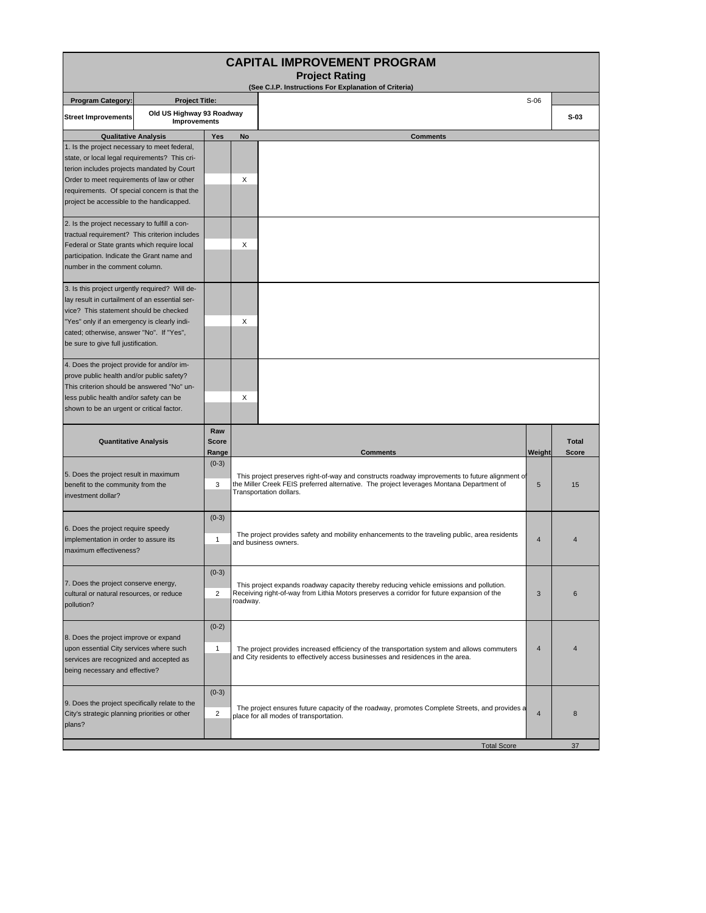# CAPITAL IMPROVEMENT PROGRAM

## Project Rating

(See C.I.P. Instructions For Explanation of Criteria)

| Program Category: | Project Title: | | S-06 |
|---|---|---|---|
| Street Improvements | Old US Highway 93 Roadway Improvements | | S-03 |

| Qualitative Analysis | Yes | No | Comments |
|---|---|---|---|
| 1. Is the project necessary to meet federal, state, or local legal requirements? This criterion includes projects mandated by Court Order to meet requirements of law or other requirements. Of special concern is that the project be accessible to the handicapped. | | X | |
| 2. Is the project necessary to fulfill a contractual requirement? This criterion includes Federal or State grants which require local participation. Indicate the Grant name and number in the comment column. | | X | |
| 3. Is this project urgently required? Will delay result in curtailment of an essential service? This statement should be checked "Yes" only if an emergency is clearly indicated; otherwise, answer "No". If "Yes", be sure to give full justification. | | X | |
| 4. Does the project provide for and/or improve public health and/or public safety? This criterion should be answered "No" unless public health and/or safety can be shown to be an urgent or critical factor. | | X | |

| Quantitative Analysis | Raw Score Range | Comments | Weight | Total Score |
|---|---|---|---|---|
| 5. Does the project result in maximum benefit to the community from the investment dollar? | (0-3) 3 | This project preserves right-of-way and constructs roadway improvements to future alignment of the Miller Creek FEIS preferred alternative. The project leverages Montana Department of Transportation dollars. | 5 | 15 |
| 6. Does the project require speedy implementation in order to assure its maximum effectiveness? | (0-3) 1 | The project provides safety and mobility enhancements to the traveling public, area residents and business owners. | 4 | 4 |
| 7. Does the project conserve energy, cultural or natural resources, or reduce pollution? | (0-3) 2 | This project expands roadway capacity thereby reducing vehicle emissions and pollution. Receiving right-of-way from Lithia Motors preserves a corridor for future expansion of the roadway. | 3 | 6 |
| 8. Does the project improve or expand upon essential City services where such services are recognized and accepted as being necessary and effective? | (0-2) 1 | The project provides increased efficiency of the transportation system and allows commuters and City residents to effectively access businesses and residences in the area. | 4 | 4 |
| 9. Does the project specifically relate to the City's strategic planning priorities or other plans? | (0-3) 2 | The project ensures future capacity of the roadway, promotes Complete Streets, and provides a place for all modes of transportation. | 4 | 8 |
| | | Total Score | | 37 |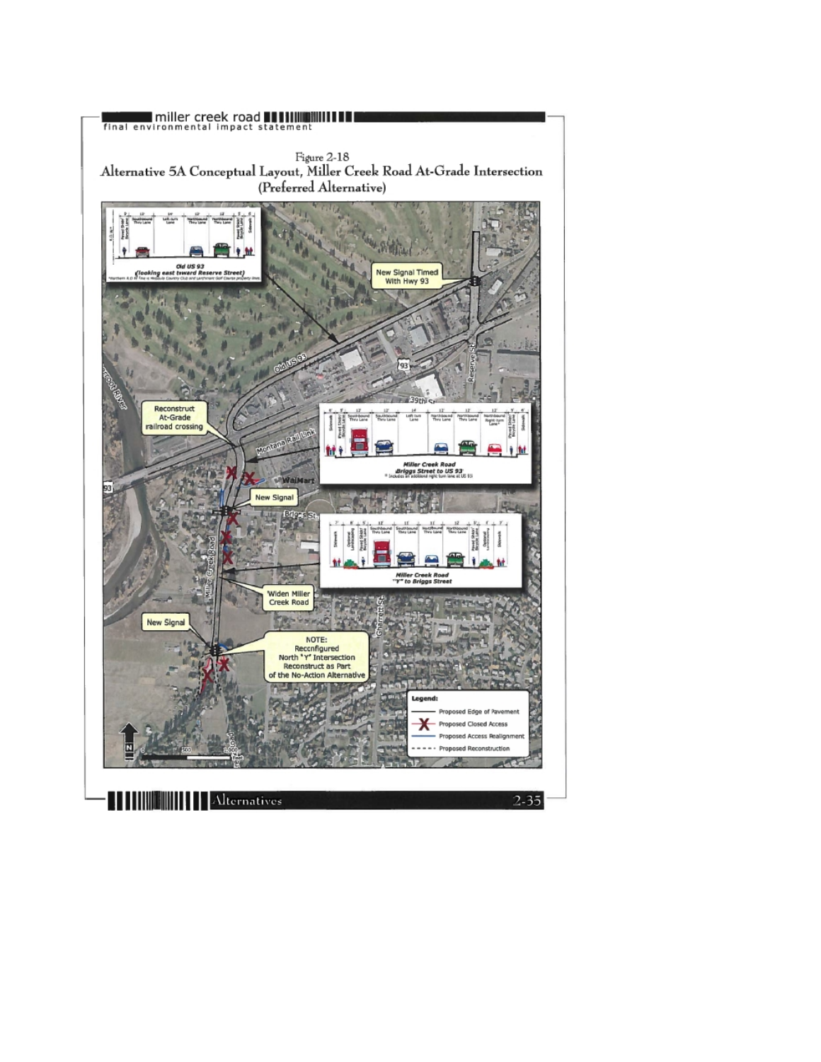Figure 2-18
Alternative 5A Conceptual Layout, Miller Creek Road At-Grade Intersection
(Preferred Alternative)

Old US 93
(looking east toward Reserve Street)
*Northern R.O.W line is Missoula Country Club and Larchmont Golf Course property lines

New Signal Timed With Hwy 93

Old US 93

93

Reserve St

39th St

Reconstruct At-Grade railroad crossing

Montana Rail Link

WalMart

Miller Creek Road
Briggs Street to US 93*
* Includes an additional right turn lane at US 93

New Signal

Briggs St

Miller Creek Road
"Y" to Briggs Street

Widen Miller Creek Road

Miller Creek Road

Garrett St

New Signal

NOTE:
Reconfigured
North "Y" Intersection
Reconstruct as Part
of the No-Action Alternative

Legend:
Proposed Edge of Pavement
Proposed Closed Access
Proposed Access Realignment
Proposed Reconstruction

N

0 500 1,000